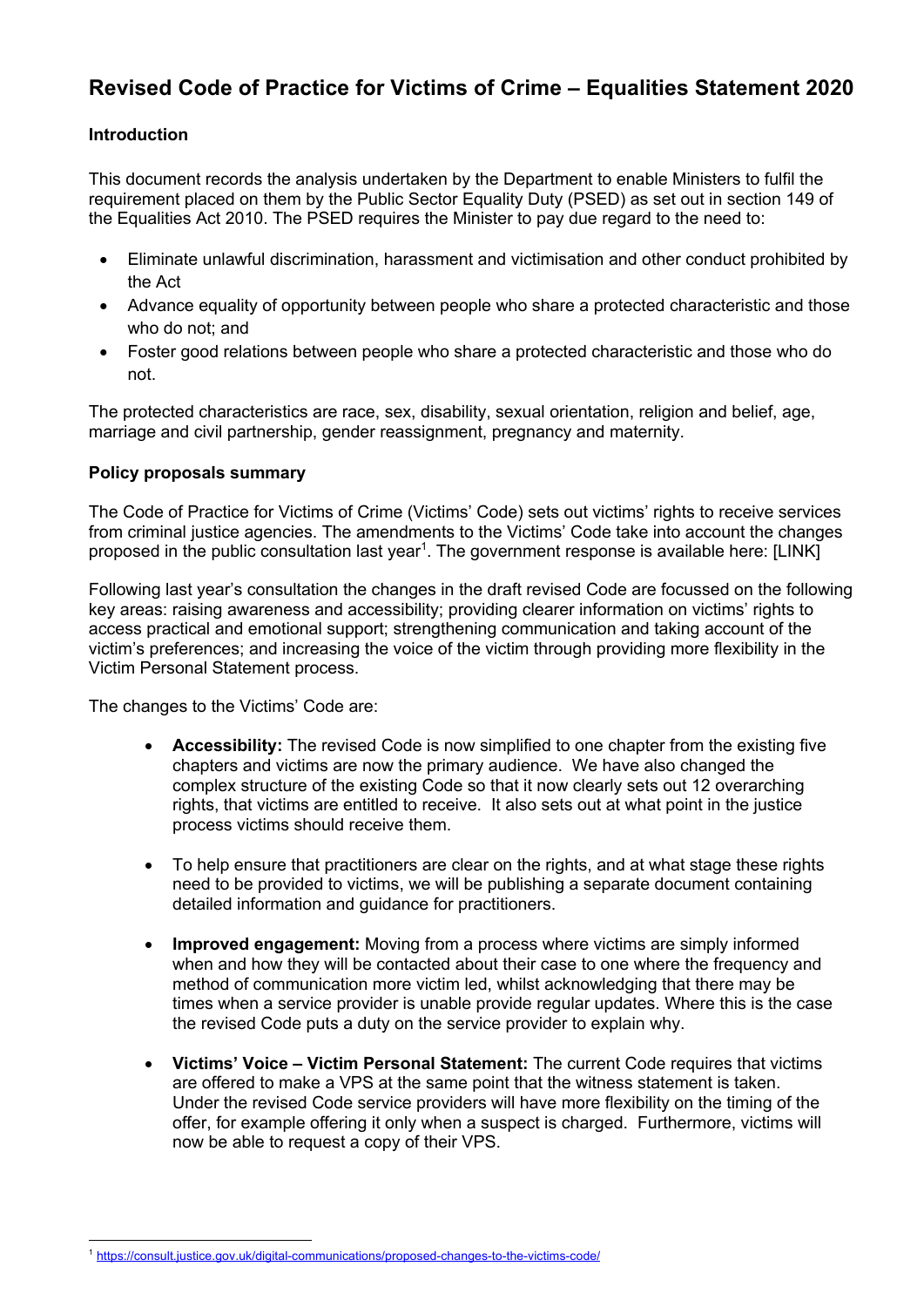# Revised Code of Practice for Victims of Crime – Equalities Statement 2020

### Introduction

This document records the analysis undertaken by the Department to enable Ministers to fulfil the requirement placed on them by the Public Sector Equality Duty (PSED) as set out in section 149 of the Equalities Act 2010. The PSED requires the Minister to pay due regard to the need to:

- Eliminate unlawful discrimination, harassment and victimisation and other conduct prohibited by the Act
- Advance equality of opportunity between people who share a protected characteristic and those who do not; and
- Foster good relations between people who share a protected characteristic and those who do not.

The protected characteristics are race, sex, disability, sexual orientation, religion and belief, age, marriage and civil partnership, gender reassignment, pregnancy and maternity.

### Policy proposals summary

The Code of Practice for Victims of Crime (Victims' Code) sets out victims' rights to receive services from criminal justice agencies. The amendments to the Victims' Code take into account the changes proposed in the public consultation last year[1]. The government response is available here: [LINK]

Following last year's consultation the changes in the draft revised Code are focussed on the following key areas: raising awareness and accessibility; providing clearer information on victims' rights to access practical and emotional support; strengthening communication and taking account of the victim's preferences; and increasing the voice of the victim through providing more flexibility in the Victim Personal Statement process.

The changes to the Victims' Code are:

- **Accessibility:** The revised Code is now simplified to one chapter from the existing five chapters and victims are now the primary audience. We have also changed the complex structure of the existing Code so that it now clearly sets out 12 overarching rights, that victims are entitled to receive. It also sets out at what point in the justice process victims should receive them.

- To help ensure that practitioners are clear on the rights, and at what stage these rights need to be provided to victims, we will be publishing a separate document containing detailed information and guidance for practitioners.

- **Improved engagement:** Moving from a process where victims are simply informed when and how they will be contacted about their case to one where the frequency and method of communication more victim led, whilst acknowledging that there may be times when a service provider is unable provide regular updates. Where this is the case the revised Code puts a duty on the service provider to explain why.

- **Victims' Voice – Victim Personal Statement:** The current Code requires that victims are offered to make a VPS at the same point that the witness statement is taken. Under the revised Code service providers will have more flexibility on the timing of the offer, for example offering it only when a suspect is charged. Furthermore, victims will now be able to request a copy of their VPS.

---

[1] https://consult.justice.gov.uk/digital-communications/proposed-changes-to-the-victims-code/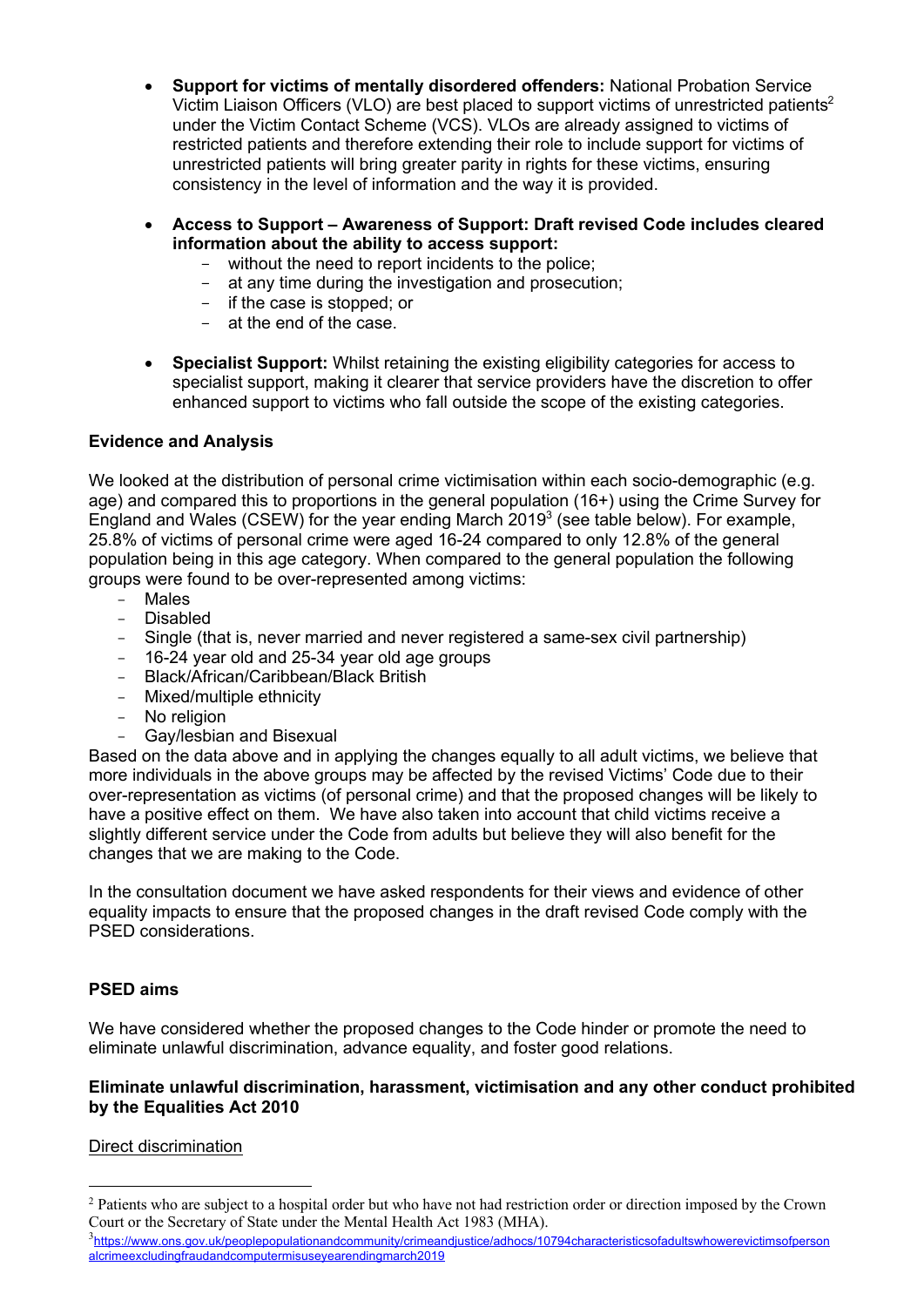- **Support for victims of mentally disordered offenders:** National Probation Service Victim Liaison Officers (VLO) are best placed to support victims of unrestricted patients[2] under the Victim Contact Scheme (VCS). VLOs are already assigned to victims of restricted patients and therefore extending their role to include support for victims of unrestricted patients will bring greater parity in rights for these victims, ensuring consistency in the level of information and the way it is provided.

- **Access to Support – Awareness of Support: Draft revised Code includes cleared information about the ability to access support:**
  - without the need to report incidents to the police;
  - at any time during the investigation and prosecution;
  - if the case is stopped; or
  - at the end of the case.

- **Specialist Support:** Whilst retaining the existing eligibility categories for access to specialist support, making it clearer that service providers have the discretion to offer enhanced support to victims who fall outside the scope of the existing categories.

**Evidence and Analysis**

We looked at the distribution of personal crime victimisation within each socio-demographic (e.g. age) and compared this to proportions in the general population (16+) using the Crime Survey for England and Wales (CSEW) for the year ending March 2019[3] (see table below). For example, 25.8% of victims of personal crime were aged 16-24 compared to only 12.8% of the general population being in this age category. When compared to the general population the following groups were found to be over-represented among victims:

- Males
- Disabled
- Single (that is, never married and never registered a same-sex civil partnership)
- 16-24 year old and 25-34 year old age groups
- Black/African/Caribbean/Black British
- Mixed/multiple ethnicity
- No religion
- Gay/lesbian and Bisexual

Based on the data above and in applying the changes equally to all adult victims, we believe that more individuals in the above groups may be affected by the revised Victims' Code due to their over-representation as victims (of personal crime) and that the proposed changes will be likely to have a positive effect on them. We have also taken into account that child victims receive a slightly different service under the Code from adults but believe they will also benefit for the changes that we are making to the Code.

In the consultation document we have asked respondents for their views and evidence of other equality impacts to ensure that the proposed changes in the draft revised Code comply with the PSED considerations.

**PSED aims**

We have considered whether the proposed changes to the Code hinder or promote the need to eliminate unlawful discrimination, advance equality, and foster good relations.

**Eliminate unlawful discrimination, harassment, victimisation and any other conduct prohibited by the Equalities Act 2010**

Direct discrimination

---

[2] Patients who are subject to a hospital order but who have not had restriction order or direction imposed by the Crown Court or the Secretary of State under the Mental Health Act 1983 (MHA).

[3] https://www.ons.gov.uk/peoplepopulationandcommunity/crimeandjustice/adhocs/10794characteristicsofadultswhowerevictimsofpersonalcrimeexcludingfraudandcomputermisuseyearendingmarch2019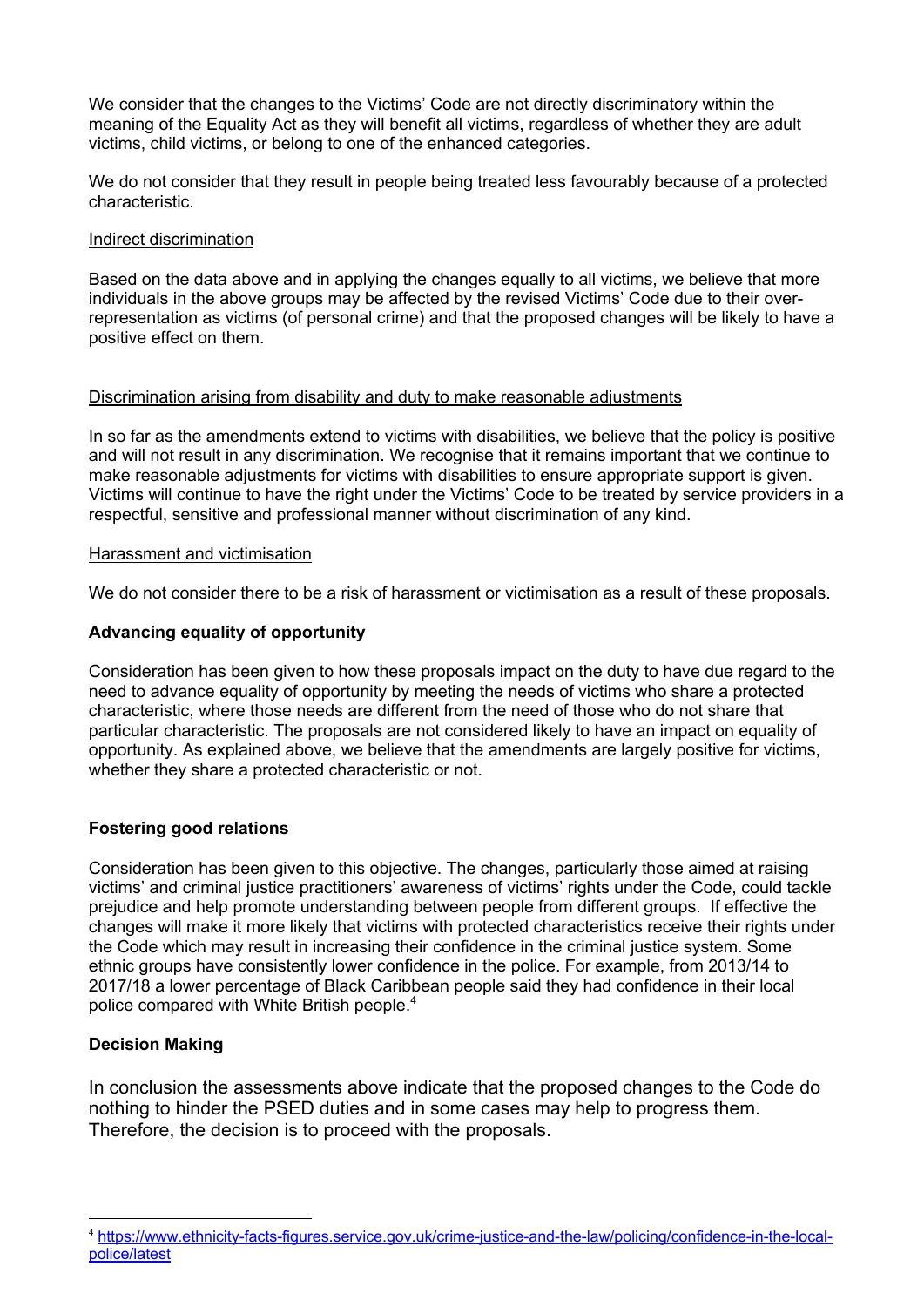We consider that the changes to the Victims' Code are not directly discriminatory within the meaning of the Equality Act as they will benefit all victims, regardless of whether they are adult victims, child victims, or belong to one of the enhanced categories.

We do not consider that they result in people being treated less favourably because of a protected characteristic.

<u>Indirect discrimination</u>

Based on the data above and in applying the changes equally to all victims, we believe that more individuals in the above groups may be affected by the revised Victims' Code due to their over-representation as victims (of personal crime) and that the proposed changes will be likely to have a positive effect on them.

<u>Discrimination arising from disability and duty to make reasonable adjustments</u>

In so far as the amendments extend to victims with disabilities, we believe that the policy is positive and will not result in any discrimination. We recognise that it remains important that we continue to make reasonable adjustments for victims with disabilities to ensure appropriate support is given. Victims will continue to have the right under the Victims' Code to be treated by service providers in a respectful, sensitive and professional manner without discrimination of any kind.

<u>Harassment and victimisation</u>

We do not consider there to be a risk of harassment or victimisation as a result of these proposals.

**Advancing equality of opportunity**

Consideration has been given to how these proposals impact on the duty to have due regard to the need to advance equality of opportunity by meeting the needs of victims who share a protected characteristic, where those needs are different from the need of those who do not share that particular characteristic. The proposals are not considered likely to have an impact on equality of opportunity. As explained above, we believe that the amendments are largely positive for victims, whether they share a protected characteristic or not.

**Fostering good relations**

Consideration has been given to this objective. The changes, particularly those aimed at raising victims' and criminal justice practitioners' awareness of victims' rights under the Code, could tackle prejudice and help promote understanding between people from different groups. If effective the changes will make it more likely that victims with protected characteristics receive their rights under the Code which may result in increasing their confidence in the criminal justice system. Some ethnic groups have consistently lower confidence in the police. For example, from 2013/14 to 2017/18 a lower percentage of Black Caribbean people said they had confidence in their local police compared with White British people.[4]

**Decision Making**

In conclusion the assessments above indicate that the proposed changes to the Code do nothing to hinder the PSED duties and in some cases may help to progress them. Therefore, the decision is to proceed with the proposals.

---

[4] https://www.ethnicity-facts-figures.service.gov.uk/crime-justice-and-the-law/policing/confidence-in-the-local-police/latest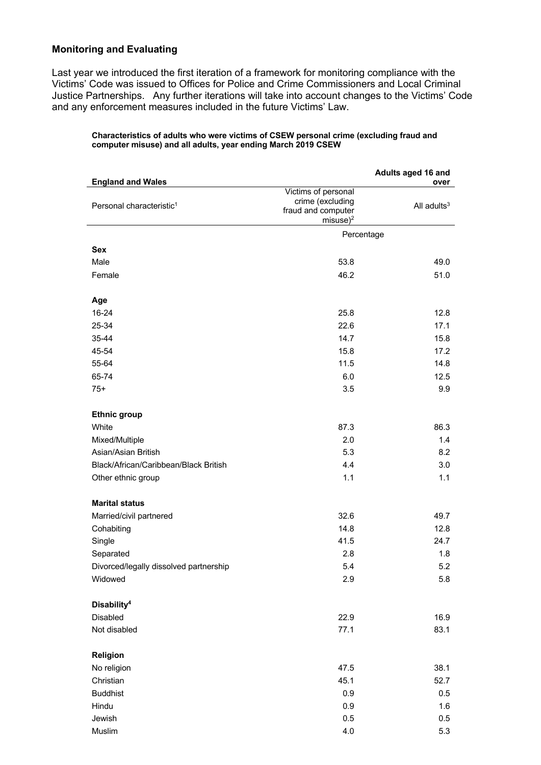### Monitoring and Evaluating

Last year we introduced the first iteration of a framework for monitoring compliance with the Victims' Code was issued to Offices for Police and Crime Commissioners and Local Criminal Justice Partnerships. Any further iterations will take into account changes to the Victims' Code and any enforcement measures included in the future Victims' Law.

**Characteristics of adults who were victims of CSEW personal crime (excluding fraud and computer misuse) and all adults, year ending March 2019 CSEW**

| **England and Wales** | | **Adults aged 16 and over** |
|---|---|---|
| Personal characteristic[1] | Victims of personal crime (excluding fraud and computer misuse)[2] | All adults[3] |
| | Percentage | |
| **Sex** | | |
| Male | 53.8 | 49.0 |
| Female | 46.2 | 51.0 |
| **Age** | | |
| 16-24 | 25.8 | 12.8 |
| 25-34 | 22.6 | 17.1 |
| 35-44 | 14.7 | 15.8 |
| 45-54 | 15.8 | 17.2 |
| 55-64 | 11.5 | 14.8 |
| 65-74 | 6.0 | 12.5 |
| 75+ | 3.5 | 9.9 |
| **Ethnic group** | | |
| White | 87.3 | 86.3 |
| Mixed/Multiple | 2.0 | 1.4 |
| Asian/Asian British | 5.3 | 8.2 |
| Black/African/Caribbean/Black British | 4.4 | 3.0 |
| Other ethnic group | 1.1 | 1.1 |
| **Marital status** | | |
| Married/civil partnered | 32.6 | 49.7 |
| Cohabiting | 14.8 | 12.8 |
| Single | 41.5 | 24.7 |
| Separated | 2.8 | 1.8 |
| Divorced/legally dissolved partnership | 5.4 | 5.2 |
| Widowed | 2.9 | 5.8 |
| **Disability[4]** | | |
| Disabled | 22.9 | 16.9 |
| Not disabled | 77.1 | 83.1 |
| **Religion** | | |
| No religion | 47.5 | 38.1 |
| Christian | 45.1 | 52.7 |
| Buddhist | 0.9 | 0.5 |
| Hindu | 0.9 | 1.6 |
| Jewish | 0.5 | 0.5 |
| Muslim | 4.0 | 5.3 |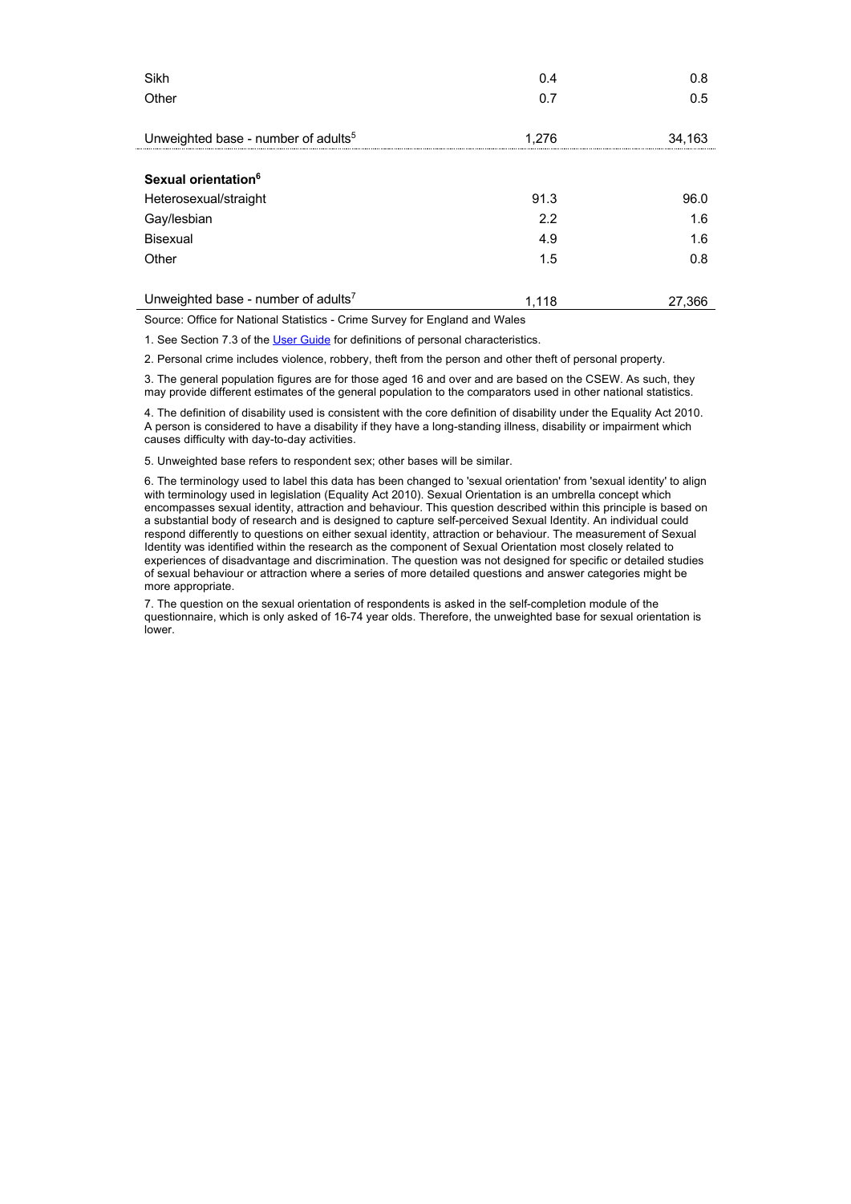| | | |
|---|---|---|
| Sikh | 0.4 | 0.8 |
| Other | 0.7 | 0.5 |
| | | |
| Unweighted base - number of adults[5] | 1,276 | 34,163 |
| | | |
| **Sexual orientation[6]** | | |
| Heterosexual/straight | 91.3 | 96.0 |
| Gay/lesbian | 2.2 | 1.6 |
| Bisexual | 4.9 | 1.6 |
| Other | 1.5 | 0.8 |
| | | |
| Unweighted base - number of adults[7] | 1,118 | 27,366 |

Source: Office for National Statistics - Crime Survey for England and Wales

1. See Section 7.3 of the User Guide for definitions of personal characteristics.

2. Personal crime includes violence, robbery, theft from the person and other theft of personal property.

3. The general population figures are for those aged 16 and over and are based on the CSEW. As such, they may provide different estimates of the general population to the comparators used in other national statistics.

4. The definition of disability used is consistent with the core definition of disability under the Equality Act 2010. A person is considered to have a disability if they have a long-standing illness, disability or impairment which causes difficulty with day-to-day activities.

5. Unweighted base refers to respondent sex; other bases will be similar.

6. The terminology used to label this data has been changed to 'sexual orientation' from 'sexual identity' to align with terminology used in legislation (Equality Act 2010). Sexual Orientation is an umbrella concept which encompasses sexual identity, attraction and behaviour. This question described within this principle is based on a substantial body of research and is designed to capture self-perceived Sexual Identity. An individual could respond differently to questions on either sexual identity, attraction or behaviour. The measurement of Sexual Identity was identified within the research as the component of Sexual Orientation most closely related to experiences of disadvantage and discrimination. The question was not designed for specific or detailed studies of sexual behaviour or attraction where a series of more detailed questions and answer categories might be more appropriate.

7. The question on the sexual orientation of respondents is asked in the self-completion module of the questionnaire, which is only asked of 16-74 year olds. Therefore, the unweighted base for sexual orientation is lower.